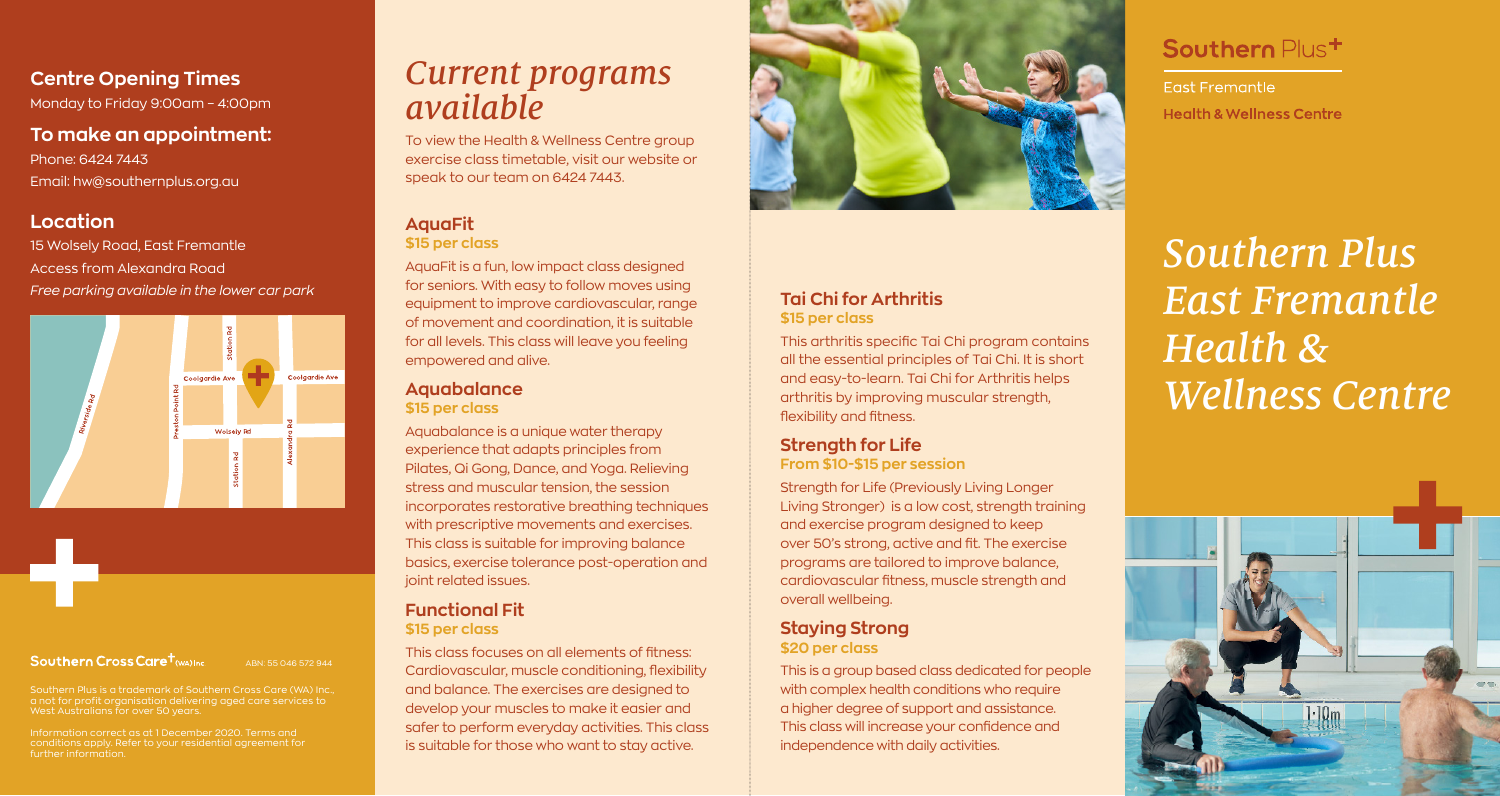# Southern Plus East Fremantle Health & Wellness Centre

**Southern Plus**

East Fremantle
Health & Wellness Centre

## Centre Opening Times

Monday to Friday 9:00am – 4:00pm

## To make an appointment:

Phone: 6424 7443
Email: hw@southernplus.org.au

## Location

15 Wolsely Road, East Fremantle
Access from Alexandra Road
*Free parking available in the lower car park*

Southern Cross Care (WA) Inc ABN: 55 046 572 944

Southern Plus is a trademark of Southern Cross Care (WA) Inc., a not for profit organisation delivering aged care services to West Australians for over 50 years.

Information correct as at 1 December 2020. Terms and conditions apply. Refer to your residential agreement for further information.

# *Current programs available*

To view the Health & Wellness Centre group exercise class timetable, visit our website or speak to our team on 6424 7443.

### AquaFit
**$15 per class**

AquaFit is a fun, low impact class designed for seniors. With easy to follow moves using equipment to improve cardiovascular, range of movement and coordination, it is suitable for all levels. This class will leave you feeling empowered and alive.

### Aquabalance
**$15 per class**

Aquabalance is a unique water therapy experience that adapts principles from Pilates, Qi Gong, Dance, and Yoga. Relieving stress and muscular tension, the session incorporates restorative breathing techniques with prescriptive movements and exercises. This class is suitable for improving balance basics, exercise tolerance post-operation and joint related issues.

### Functional Fit
**$15 per class**

This class focuses on all elements of fitness: Cardiovascular, muscle conditioning, flexibility and balance. The exercises are designed to develop your muscles to make it easier and safer to perform everyday activities. This class is suitable for those who want to stay active.

### Tai Chi for Arthritis
**$15 per class**

This arthritis specific Tai Chi program contains all the essential principles of Tai Chi. It is short and easy-to-learn. Tai Chi for Arthritis helps arthritis by improving muscular strength, flexibility and fitness.

### Strength for Life
**From $10-$15 per session**

Strength for Life (Previously Living Longer Living Stronger) is a low cost, strength training and exercise program designed to keep over 50's strong, active and fit. The exercise programs are tailored to improve balance, cardiovascular fitness, muscle strength and overall wellbeing.

### Staying Strong
**$20 per class**

This is a group based class dedicated for people with complex health conditions who require a higher degree of support and assistance. This class will increase your confidence and independence with daily activities.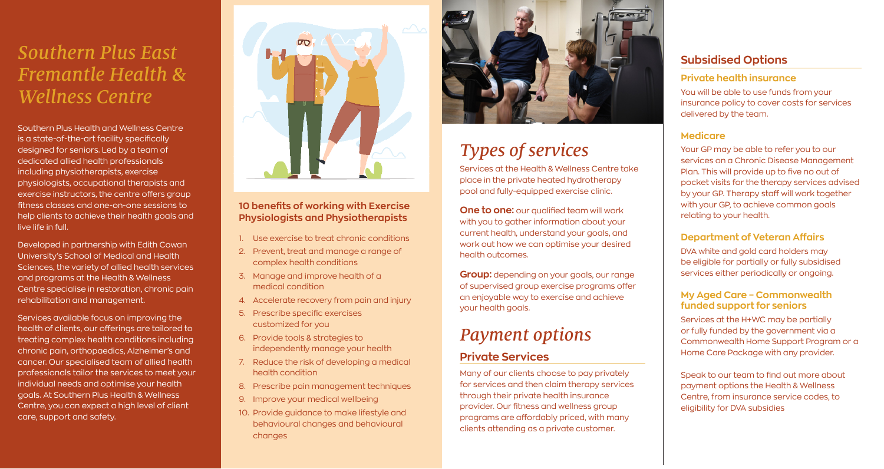# Southern Plus East Fremantle Health & Wellness Centre

Southern Plus Health and Wellness Centre is a state-of-the-art facility specifically designed for seniors. Led by a team of dedicated allied health professionals including physiotherapists, exercise physiologists, occupational therapists and exercise instructors, the centre offers group fitness classes and one-on-one sessions to help clients to achieve their health goals and live life in full.

Developed in partnership with Edith Cowan University's School of Medical and Health Sciences, the variety of allied health services and programs at the Health & Wellness Centre specialise in restoration, chronic pain rehabilitation and management.

Services available focus on improving the health of clients, our offerings are tailored to treating complex health conditions including chronic pain, orthopaedics, Alzheimer's and cancer. Our specialised team of allied health professionals tailor the services to meet your individual needs and optimise your health goals. At Southern Plus Health & Wellness Centre, you can expect a high level of client care, support and safety.

### 10 benefits of working with Exercise Physiologists and Physiotherapists

1. Use exercise to treat chronic conditions
2. Prevent, treat and manage a range of complex health conditions
3. Manage and improve health of a medical condition
4. Accelerate recovery from pain and injury
5. Prescribe specific exercises customized for you
6. Provide tools & strategies to independently manage your health
7. Reduce the risk of developing a medical health condition
8. Prescribe pain management techniques
9. Improve your medical wellbeing
10. Provide guidance to make lifestyle and behavioural changes and behavioural changes

## *Types of services*

Services at the Health & Wellness Centre take place in the private heated hydrotherapy pool and fully-equipped exercise clinic.

**One to one:** our qualified team will work with you to gather information about your current health, understand your goals, and work out how we can optimise your desired health outcomes.

**Group:** depending on your goals, our range of supervised group exercise programs offer an enjoyable way to exercise and achieve your health goals.

## *Payment options*

### Private Services

Many of our clients choose to pay privately for services and then claim therapy services through their private health insurance provider. Our fitness and wellness group programs are affordably priced, with many clients attending as a private customer.

### Subsidised Options

#### Private health insurance

You will be able to use funds from your insurance policy to cover costs for services delivered by the team.

#### Medicare

Your GP may be able to refer you to our services on a Chronic Disease Management Plan. This will provide up to five no out of pocket visits for the therapy services advised by your GP. Therapy staff will work together with your GP, to achieve common goals relating to your health.

#### Department of Veteran Affairs

DVA white and gold card holders may be eligible for partially or fully subsidised services either periodically or ongoing.

#### My Aged Care – Commonwealth funded support for seniors

Services at the H+WC may be partially or fully funded by the government via a Commonwealth Home Support Program or a Home Care Package with any provider.

Speak to our team to find out more about payment options the Health & Wellness Centre, from insurance service codes, to eligibility for DVA subsidies